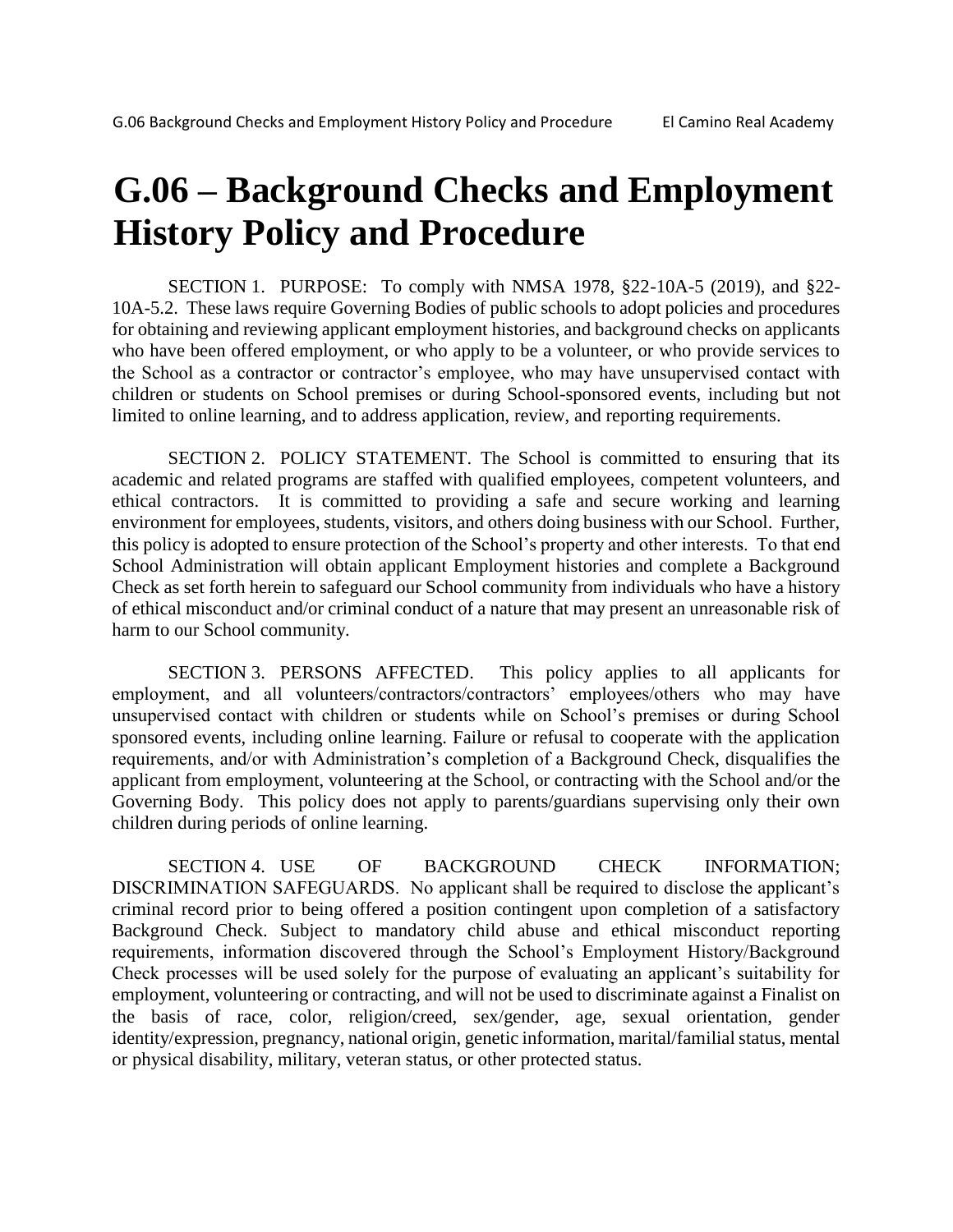# G.06 – Background Checks and Employment History Policy and Procedure

SECTION 1. PURPOSE: To comply with NMSA 1978, §22-10A-5 (2019), and §22-10A-5.2. These laws require Governing Bodies of public schools to adopt policies and procedures for obtaining and reviewing applicant employment histories, and background checks on applicants who have been offered employment, or who apply to be a volunteer, or who provide services to the School as a contractor or contractor's employee, who may have unsupervised contact with children or students on School premises or during School-sponsored events, including but not limited to online learning, and to address application, review, and reporting requirements.

SECTION 2. POLICY STATEMENT. The School is committed to ensuring that its academic and related programs are staffed with qualified employees, competent volunteers, and ethical contractors. It is committed to providing a safe and secure working and learning environment for employees, students, visitors, and others doing business with our School. Further, this policy is adopted to ensure protection of the School's property and other interests. To that end School Administration will obtain applicant Employment histories and complete a Background Check as set forth herein to safeguard our School community from individuals who have a history of ethical misconduct and/or criminal conduct of a nature that may present an unreasonable risk of harm to our School community.

SECTION 3. PERSONS AFFECTED. This policy applies to all applicants for employment, and all volunteers/contractors/contractors' employees/others who may have unsupervised contact with children or students while on School's premises or during School sponsored events, including online learning. Failure or refusal to cooperate with the application requirements, and/or with Administration's completion of a Background Check, disqualifies the applicant from employment, volunteering at the School, or contracting with the School and/or the Governing Body. This policy does not apply to parents/guardians supervising only their own children during periods of online learning.

SECTION 4. USE OF BACKGROUND CHECK INFORMATION; DISCRIMINATION SAFEGUARDS. No applicant shall be required to disclose the applicant's criminal record prior to being offered a position contingent upon completion of a satisfactory Background Check. Subject to mandatory child abuse and ethical misconduct reporting requirements, information discovered through the School's Employment History/Background Check processes will be used solely for the purpose of evaluating an applicant's suitability for employment, volunteering or contracting, and will not be used to discriminate against a Finalist on the basis of race, color, religion/creed, sex/gender, age, sexual orientation, gender identity/expression, pregnancy, national origin, genetic information, marital/familial status, mental or physical disability, military, veteran status, or other protected status.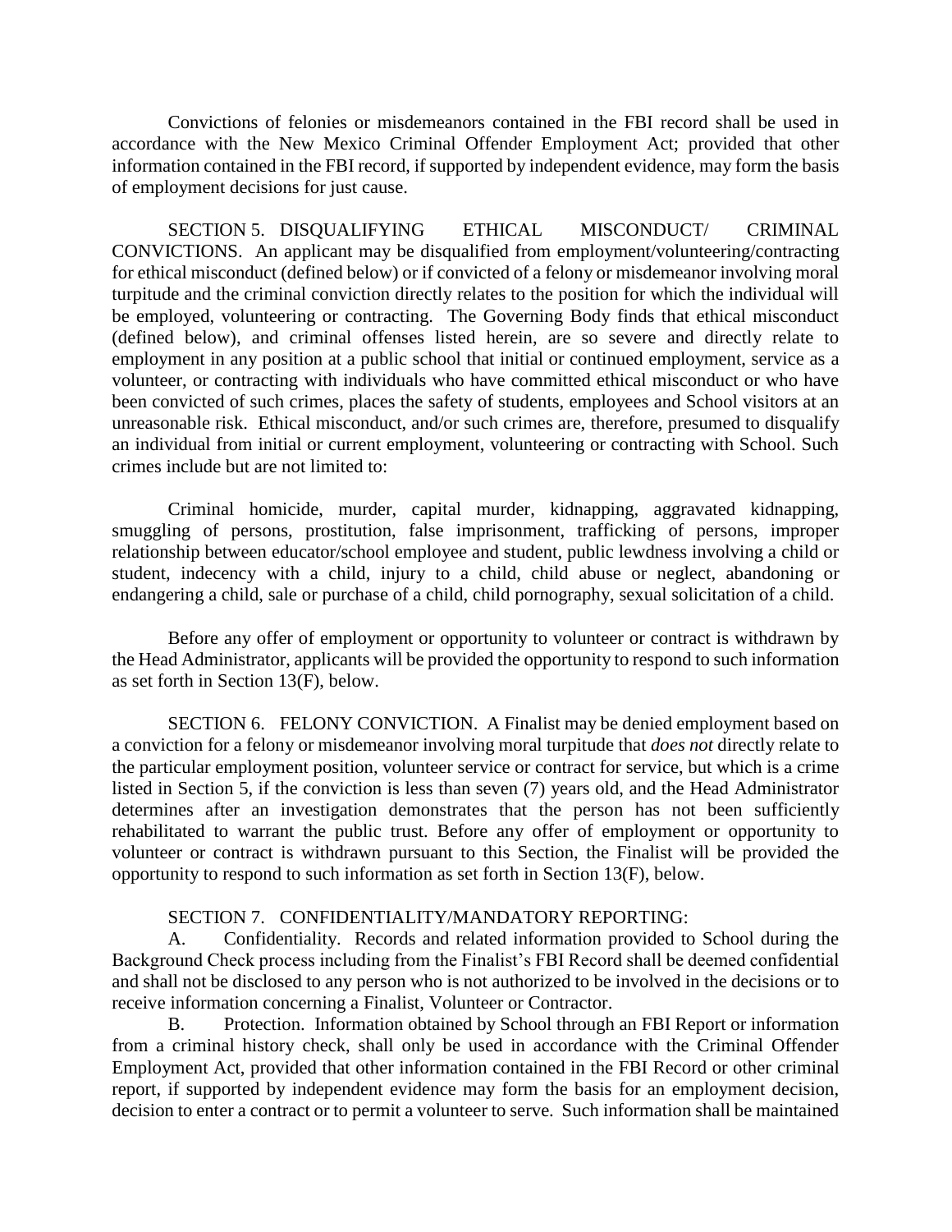Convictions of felonies or misdemeanors contained in the FBI record shall be used in accordance with the New Mexico Criminal Offender Employment Act; provided that other information contained in the FBI record, if supported by independent evidence, may form the basis of employment decisions for just cause.

SECTION 5. DISQUALIFYING ETHICAL MISCONDUCT/ CRIMINAL CONVICTIONS. An applicant may be disqualified from employment/volunteering/contracting for ethical misconduct (defined below) or if convicted of a felony or misdemeanor involving moral turpitude and the criminal conviction directly relates to the position for which the individual will be employed, volunteering or contracting. The Governing Body finds that ethical misconduct (defined below), and criminal offenses listed herein, are so severe and directly relate to employment in any position at a public school that initial or continued employment, service as a volunteer, or contracting with individuals who have committed ethical misconduct or who have been convicted of such crimes, places the safety of students, employees and School visitors at an unreasonable risk. Ethical misconduct, and/or such crimes are, therefore, presumed to disqualify an individual from initial or current employment, volunteering or contracting with School. Such crimes include but are not limited to:

Criminal homicide, murder, capital murder, kidnapping, aggravated kidnapping, smuggling of persons, prostitution, false imprisonment, trafficking of persons, improper relationship between educator/school employee and student, public lewdness involving a child or student, indecency with a child, injury to a child, child abuse or neglect, abandoning or endangering a child, sale or purchase of a child, child pornography, sexual solicitation of a child.

Before any offer of employment or opportunity to volunteer or contract is withdrawn by the Head Administrator, applicants will be provided the opportunity to respond to such information as set forth in Section 13(F), below.

SECTION 6. FELONY CONVICTION. A Finalist may be denied employment based on a conviction for a felony or misdemeanor involving moral turpitude that *does not* directly relate to the particular employment position, volunteer service or contract for service, but which is a crime listed in Section 5, if the conviction is less than seven (7) years old, and the Head Administrator determines after an investigation demonstrates that the person has not been sufficiently rehabilitated to warrant the public trust. Before any offer of employment or opportunity to volunteer or contract is withdrawn pursuant to this Section, the Finalist will be provided the opportunity to respond to such information as set forth in Section 13(F), below.

SECTION 7. CONFIDENTIALITY/MANDATORY REPORTING:

A. Confidentiality. Records and related information provided to School during the Background Check process including from the Finalist's FBI Record shall be deemed confidential and shall not be disclosed to any person who is not authorized to be involved in the decisions or to receive information concerning a Finalist, Volunteer or Contractor.

B. Protection. Information obtained by School through an FBI Report or information from a criminal history check, shall only be used in accordance with the Criminal Offender Employment Act, provided that other information contained in the FBI Record or other criminal report, if supported by independent evidence may form the basis for an employment decision, decision to enter a contract or to permit a volunteer to serve. Such information shall be maintained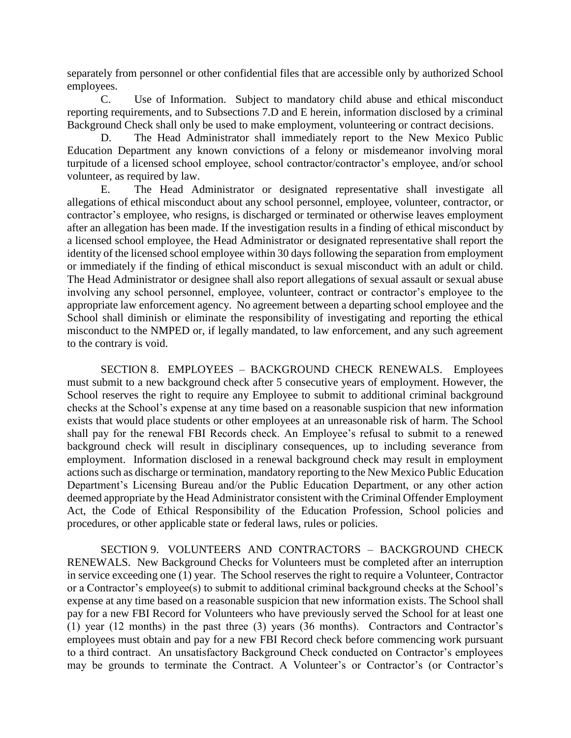separately from personnel or other confidential files that are accessible only by authorized School employees.

C. Use of Information. Subject to mandatory child abuse and ethical misconduct reporting requirements, and to Subsections 7.D and E herein, information disclosed by a criminal Background Check shall only be used to make employment, volunteering or contract decisions.

D. The Head Administrator shall immediately report to the New Mexico Public Education Department any known convictions of a felony or misdemeanor involving moral turpitude of a licensed school employee, school contractor/contractor's employee, and/or school volunteer, as required by law.

E. The Head Administrator or designated representative shall investigate all allegations of ethical misconduct about any school personnel, employee, volunteer, contractor, or contractor's employee, who resigns, is discharged or terminated or otherwise leaves employment after an allegation has been made. If the investigation results in a finding of ethical misconduct by a licensed school employee, the Head Administrator or designated representative shall report the identity of the licensed school employee within 30 days following the separation from employment or immediately if the finding of ethical misconduct is sexual misconduct with an adult or child. The Head Administrator or designee shall also report allegations of sexual assault or sexual abuse involving any school personnel, employee, volunteer, contract or contractor's employee to the appropriate law enforcement agency. No agreement between a departing school employee and the School shall diminish or eliminate the responsibility of investigating and reporting the ethical misconduct to the NMPED or, if legally mandated, to law enforcement, and any such agreement to the contrary is void.

SECTION 8. EMPLOYEES – BACKGROUND CHECK RENEWALS. Employees must submit to a new background check after 5 consecutive years of employment. However, the School reserves the right to require any Employee to submit to additional criminal background checks at the School's expense at any time based on a reasonable suspicion that new information exists that would place students or other employees at an unreasonable risk of harm. The School shall pay for the renewal FBI Records check. An Employee's refusal to submit to a renewed background check will result in disciplinary consequences, up to including severance from employment. Information disclosed in a renewal background check may result in employment actions such as discharge or termination, mandatory reporting to the New Mexico Public Education Department's Licensing Bureau and/or the Public Education Department, or any other action deemed appropriate by the Head Administrator consistent with the Criminal Offender Employment Act, the Code of Ethical Responsibility of the Education Profession, School policies and procedures, or other applicable state or federal laws, rules or policies.

SECTION 9. VOLUNTEERS AND CONTRACTORS – BACKGROUND CHECK RENEWALS. New Background Checks for Volunteers must be completed after an interruption in service exceeding one (1) year. The School reserves the right to require a Volunteer, Contractor or a Contractor's employee(s) to submit to additional criminal background checks at the School's expense at any time based on a reasonable suspicion that new information exists. The School shall pay for a new FBI Record for Volunteers who have previously served the School for at least one (1) year (12 months) in the past three (3) years (36 months). Contractors and Contractor's employees must obtain and pay for a new FBI Record check before commencing work pursuant to a third contract. An unsatisfactory Background Check conducted on Contractor's employees may be grounds to terminate the Contract. A Volunteer's or Contractor's (or Contractor's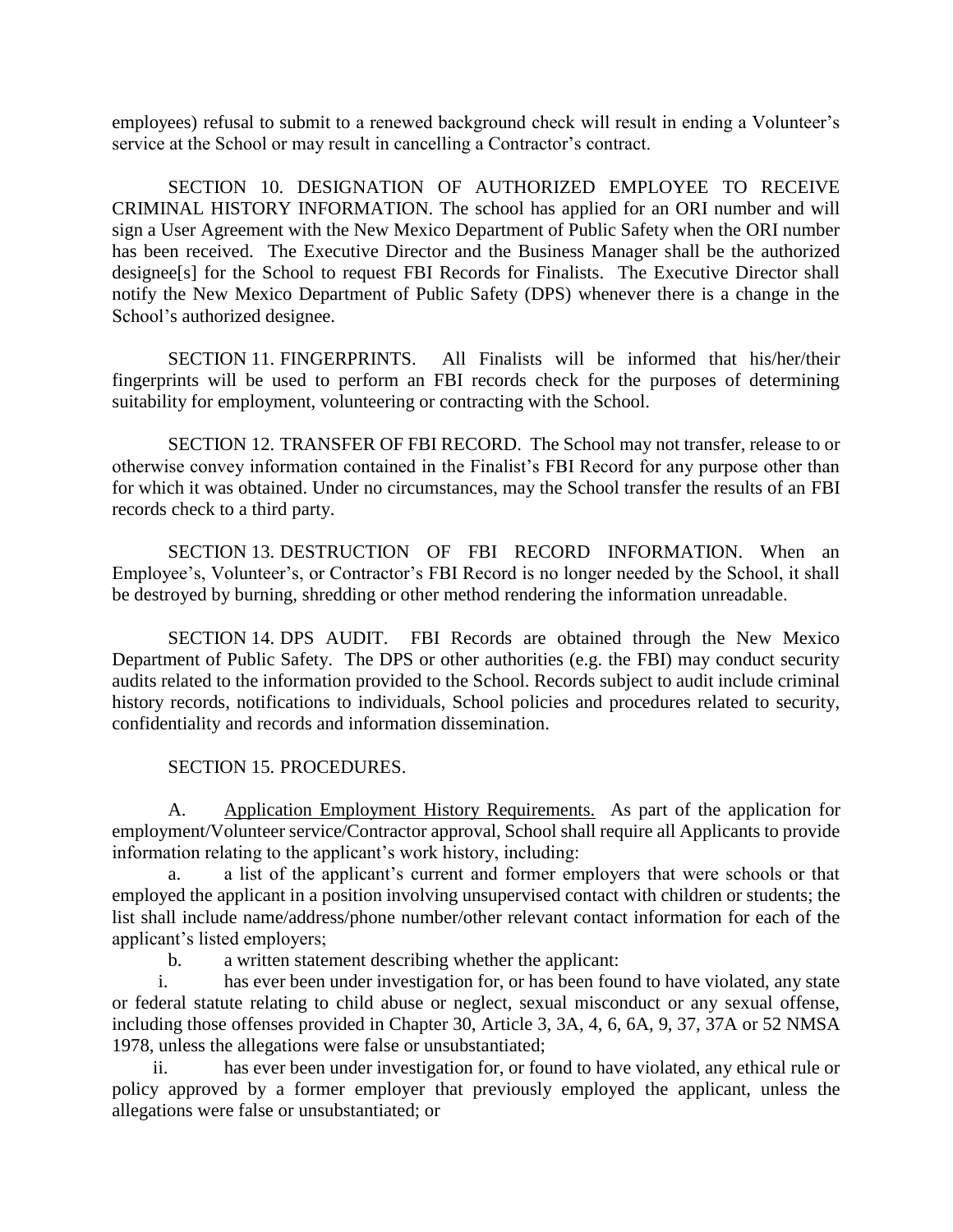employees) refusal to submit to a renewed background check will result in ending a Volunteer's service at the School or may result in cancelling a Contractor's contract.

SECTION 10. DESIGNATION OF AUTHORIZED EMPLOYEE TO RECEIVE CRIMINAL HISTORY INFORMATION. The school has applied for an ORI number and will sign a User Agreement with the New Mexico Department of Public Safety when the ORI number has been received. The Executive Director and the Business Manager shall be the authorized designee[s] for the School to request FBI Records for Finalists. The Executive Director shall notify the New Mexico Department of Public Safety (DPS) whenever there is a change in the School's authorized designee.

SECTION 11. FINGERPRINTS. All Finalists will be informed that his/her/their fingerprints will be used to perform an FBI records check for the purposes of determining suitability for employment, volunteering or contracting with the School.

SECTION 12. TRANSFER OF FBI RECORD. The School may not transfer, release to or otherwise convey information contained in the Finalist's FBI Record for any purpose other than for which it was obtained. Under no circumstances, may the School transfer the results of an FBI records check to a third party.

SECTION 13. DESTRUCTION OF FBI RECORD INFORMATION. When an Employee's, Volunteer's, or Contractor's FBI Record is no longer needed by the School, it shall be destroyed by burning, shredding or other method rendering the information unreadable.

SECTION 14. DPS AUDIT. FBI Records are obtained through the New Mexico Department of Public Safety. The DPS or other authorities (e.g. the FBI) may conduct security audits related to the information provided to the School. Records subject to audit include criminal history records, notifications to individuals, School policies and procedures related to security, confidentiality and records and information dissemination.

SECTION 15. PROCEDURES.

A. Application Employment History Requirements. As part of the application for employment/Volunteer service/Contractor approval, School shall require all Applicants to provide information relating to the applicant's work history, including:

a. a list of the applicant's current and former employers that were schools or that employed the applicant in a position involving unsupervised contact with children or students; the list shall include name/address/phone number/other relevant contact information for each of the applicant's listed employers;

b. a written statement describing whether the applicant:

i. has ever been under investigation for, or has been found to have violated, any state or federal statute relating to child abuse or neglect, sexual misconduct or any sexual offense, including those offenses provided in Chapter 30, Article 3, 3A, 4, 6, 6A, 9, 37, 37A or 52 NMSA 1978, unless the allegations were false or unsubstantiated;

ii. has ever been under investigation for, or found to have violated, any ethical rule or policy approved by a former employer that previously employed the applicant, unless the allegations were false or unsubstantiated; or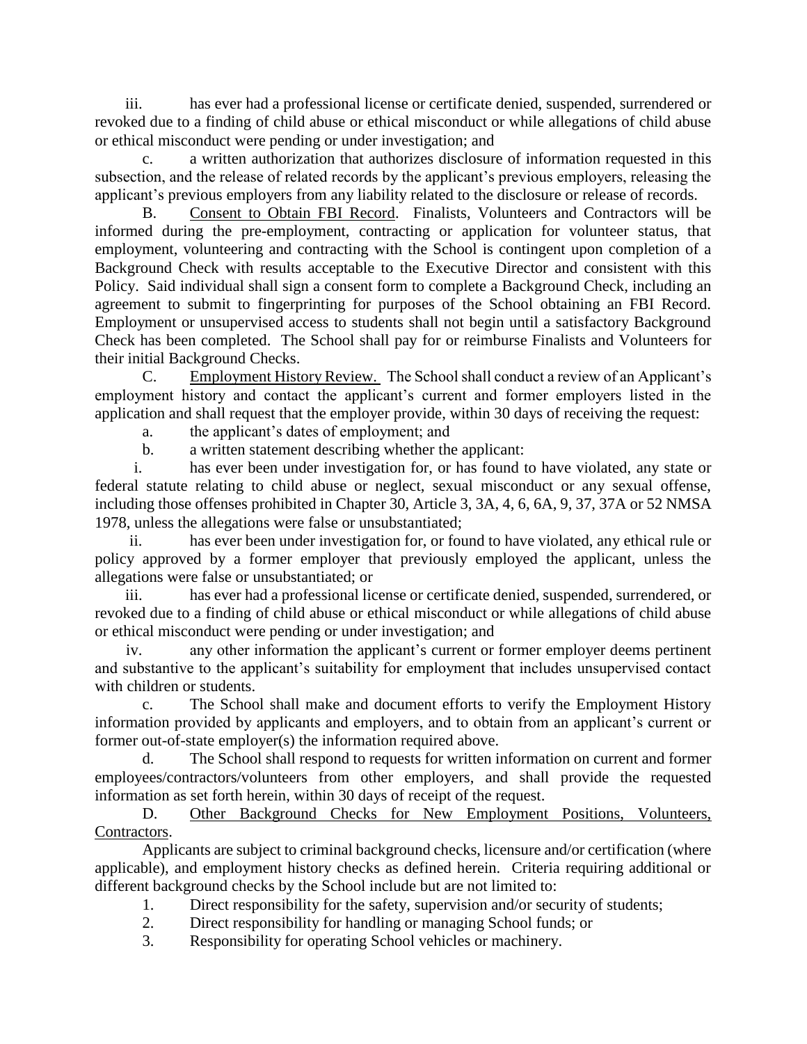iii. has ever had a professional license or certificate denied, suspended, surrendered or revoked due to a finding of child abuse or ethical misconduct or while allegations of child abuse or ethical misconduct were pending or under investigation; and

c. a written authorization that authorizes disclosure of information requested in this subsection, and the release of related records by the applicant's previous employers, releasing the applicant's previous employers from any liability related to the disclosure or release of records.

B. Consent to Obtain FBI Record. Finalists, Volunteers and Contractors will be informed during the pre-employment, contracting or application for volunteer status, that employment, volunteering and contracting with the School is contingent upon completion of a Background Check with results acceptable to the Executive Director and consistent with this Policy. Said individual shall sign a consent form to complete a Background Check, including an agreement to submit to fingerprinting for purposes of the School obtaining an FBI Record. Employment or unsupervised access to students shall not begin until a satisfactory Background Check has been completed. The School shall pay for or reimburse Finalists and Volunteers for their initial Background Checks.

C. Employment History Review. The School shall conduct a review of an Applicant's employment history and contact the applicant's current and former employers listed in the application and shall request that the employer provide, within 30 days of receiving the request:

a. the applicant's dates of employment; and

b. a written statement describing whether the applicant:

i. has ever been under investigation for, or has found to have violated, any state or federal statute relating to child abuse or neglect, sexual misconduct or any sexual offense, including those offenses prohibited in Chapter 30, Article 3, 3A, 4, 6, 6A, 9, 37, 37A or 52 NMSA 1978, unless the allegations were false or unsubstantiated;

ii. has ever been under investigation for, or found to have violated, any ethical rule or policy approved by a former employer that previously employed the applicant, unless the allegations were false or unsubstantiated; or

iii. has ever had a professional license or certificate denied, suspended, surrendered, or revoked due to a finding of child abuse or ethical misconduct or while allegations of child abuse or ethical misconduct were pending or under investigation; and

iv. any other information the applicant's current or former employer deems pertinent and substantive to the applicant's suitability for employment that includes unsupervised contact with children or students.

c. The School shall make and document efforts to verify the Employment History information provided by applicants and employers, and to obtain from an applicant's current or former out-of-state employer(s) the information required above.

d. The School shall respond to requests for written information on current and former employees/contractors/volunteers from other employers, and shall provide the requested information as set forth herein, within 30 days of receipt of the request.

D. Other Background Checks for New Employment Positions, Volunteers, Contractors.

Applicants are subject to criminal background checks, licensure and/or certification (where applicable), and employment history checks as defined herein. Criteria requiring additional or different background checks by the School include but are not limited to:

1. Direct responsibility for the safety, supervision and/or security of students;
2. Direct responsibility for handling or managing School funds; or
3. Responsibility for operating School vehicles or machinery.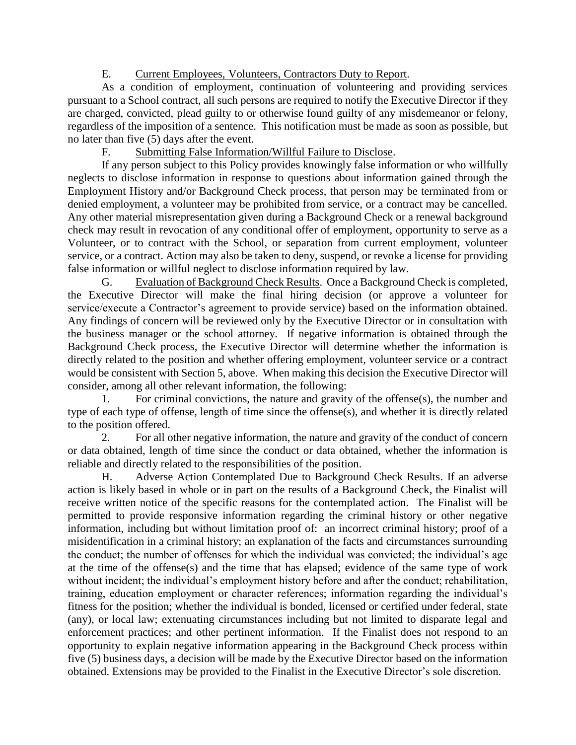E. <u>Current Employees, Volunteers, Contractors Duty to Report</u>.

As a condition of employment, continuation of volunteering and providing services pursuant to a School contract, all such persons are required to notify the Executive Director if they are charged, convicted, plead guilty to or otherwise found guilty of any misdemeanor or felony, regardless of the imposition of a sentence. This notification must be made as soon as possible, but no later than five (5) days after the event.

F. <u>Submitting False Information/Willful Failure to Disclose</u>.

If any person subject to this Policy provides knowingly false information or who willfully neglects to disclose information in response to questions about information gained through the Employment History and/or Background Check process, that person may be terminated from or denied employment, a volunteer may be prohibited from service, or a contract may be cancelled. Any other material misrepresentation given during a Background Check or a renewal background check may result in revocation of any conditional offer of employment, opportunity to serve as a Volunteer, or to contract with the School, or separation from current employment, volunteer service, or a contract. Action may also be taken to deny, suspend, or revoke a license for providing false information or willful neglect to disclose information required by law.

G. <u>Evaluation of Background Check Results</u>. Once a Background Check is completed, the Executive Director will make the final hiring decision (or approve a volunteer for service/execute a Contractor's agreement to provide service) based on the information obtained. Any findings of concern will be reviewed only by the Executive Director or in consultation with the business manager or the school attorney. If negative information is obtained through the Background Check process, the Executive Director will determine whether the information is directly related to the position and whether offering employment, volunteer service or a contract would be consistent with Section 5, above. When making this decision the Executive Director will consider, among all other relevant information, the following:

1. For criminal convictions, the nature and gravity of the offense(s), the number and type of each type of offense, length of time since the offense(s), and whether it is directly related to the position offered.

2. For all other negative information, the nature and gravity of the conduct of concern or data obtained, length of time since the conduct or data obtained, whether the information is reliable and directly related to the responsibilities of the position.

H. <u>Adverse Action Contemplated Due to Background Check Results</u>. If an adverse action is likely based in whole or in part on the results of a Background Check, the Finalist will receive written notice of the specific reasons for the contemplated action. The Finalist will be permitted to provide responsive information regarding the criminal history or other negative information, including but without limitation proof of: an incorrect criminal history; proof of a misidentification in a criminal history; an explanation of the facts and circumstances surrounding the conduct; the number of offenses for which the individual was convicted; the individual's age at the time of the offense(s) and the time that has elapsed; evidence of the same type of work without incident; the individual's employment history before and after the conduct; rehabilitation, training, education employment or character references; information regarding the individual's fitness for the position; whether the individual is bonded, licensed or certified under federal, state (any), or local law; extenuating circumstances including but not limited to disparate legal and enforcement practices; and other pertinent information. If the Finalist does not respond to an opportunity to explain negative information appearing in the Background Check process within five (5) business days, a decision will be made by the Executive Director based on the information obtained. Extensions may be provided to the Finalist in the Executive Director's sole discretion.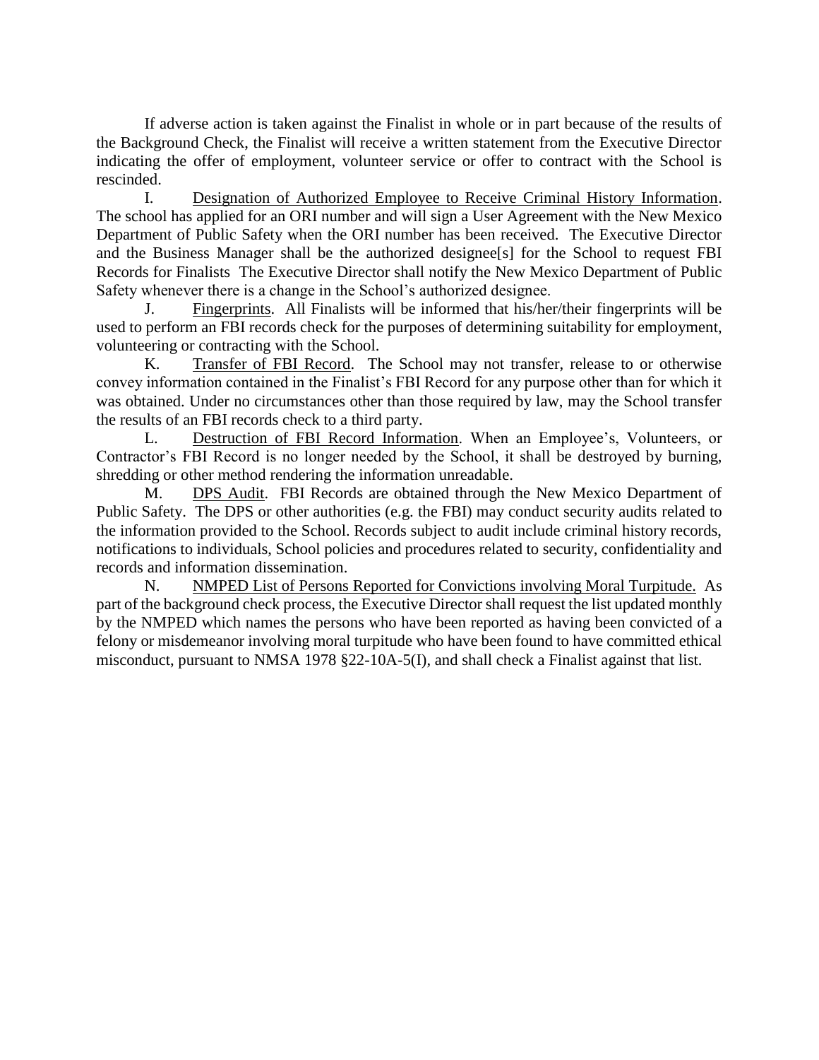If adverse action is taken against the Finalist in whole or in part because of the results of the Background Check, the Finalist will receive a written statement from the Executive Director indicating the offer of employment, volunteer service or offer to contract with the School is rescinded.

I. Designation of Authorized Employee to Receive Criminal History Information. The school has applied for an ORI number and will sign a User Agreement with the New Mexico Department of Public Safety when the ORI number has been received. The Executive Director and the Business Manager shall be the authorized designee[s] for the School to request FBI Records for Finalists The Executive Director shall notify the New Mexico Department of Public Safety whenever there is a change in the School's authorized designee.

J. Fingerprints. All Finalists will be informed that his/her/their fingerprints will be used to perform an FBI records check for the purposes of determining suitability for employment, volunteering or contracting with the School.

K. Transfer of FBI Record. The School may not transfer, release to or otherwise convey information contained in the Finalist's FBI Record for any purpose other than for which it was obtained. Under no circumstances other than those required by law, may the School transfer the results of an FBI records check to a third party.

L. Destruction of FBI Record Information. When an Employee's, Volunteers, or Contractor's FBI Record is no longer needed by the School, it shall be destroyed by burning, shredding or other method rendering the information unreadable.

M. DPS Audit. FBI Records are obtained through the New Mexico Department of Public Safety. The DPS or other authorities (e.g. the FBI) may conduct security audits related to the information provided to the School. Records subject to audit include criminal history records, notifications to individuals, School policies and procedures related to security, confidentiality and records and information dissemination.

N. NMPED List of Persons Reported for Convictions involving Moral Turpitude. As part of the background check process, the Executive Director shall request the list updated monthly by the NMPED which names the persons who have been reported as having been convicted of a felony or misdemeanor involving moral turpitude who have been found to have committed ethical misconduct, pursuant to NMSA 1978 §22-10A-5(I), and shall check a Finalist against that list.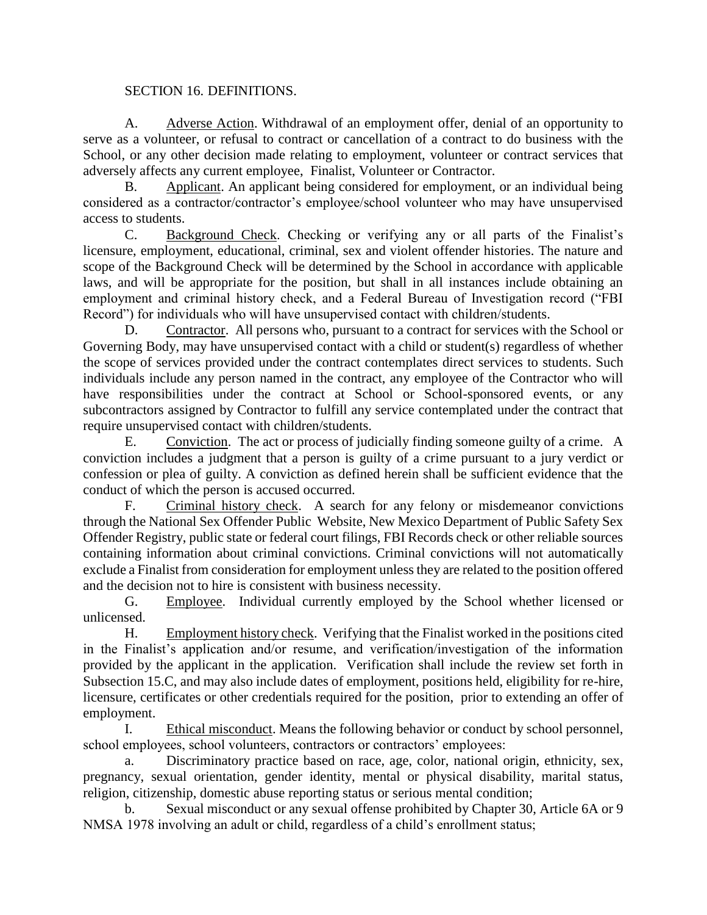SECTION 16. DEFINITIONS.

A. Adverse Action. Withdrawal of an employment offer, denial of an opportunity to serve as a volunteer, or refusal to contract or cancellation of a contract to do business with the School, or any other decision made relating to employment, volunteer or contract services that adversely affects any current employee, Finalist, Volunteer or Contractor.

B. Applicant. An applicant being considered for employment, or an individual being considered as a contractor/contractor's employee/school volunteer who may have unsupervised access to students.

C. Background Check. Checking or verifying any or all parts of the Finalist's licensure, employment, educational, criminal, sex and violent offender histories. The nature and scope of the Background Check will be determined by the School in accordance with applicable laws, and will be appropriate for the position, but shall in all instances include obtaining an employment and criminal history check, and a Federal Bureau of Investigation record ("FBI Record") for individuals who will have unsupervised contact with children/students.

D. Contractor. All persons who, pursuant to a contract for services with the School or Governing Body, may have unsupervised contact with a child or student(s) regardless of whether the scope of services provided under the contract contemplates direct services to students. Such individuals include any person named in the contract, any employee of the Contractor who will have responsibilities under the contract at School or School-sponsored events, or any subcontractors assigned by Contractor to fulfill any service contemplated under the contract that require unsupervised contact with children/students.

E. Conviction. The act or process of judicially finding someone guilty of a crime. A conviction includes a judgment that a person is guilty of a crime pursuant to a jury verdict or confession or plea of guilty. A conviction as defined herein shall be sufficient evidence that the conduct of which the person is accused occurred.

F. Criminal history check. A search for any felony or misdemeanor convictions through the National Sex Offender Public Website, New Mexico Department of Public Safety Sex Offender Registry, public state or federal court filings, FBI Records check or other reliable sources containing information about criminal convictions. Criminal convictions will not automatically exclude a Finalist from consideration for employment unless they are related to the position offered and the decision not to hire is consistent with business necessity.

G. Employee. Individual currently employed by the School whether licensed or unlicensed.

H. Employment history check. Verifying that the Finalist worked in the positions cited in the Finalist's application and/or resume, and verification/investigation of the information provided by the applicant in the application. Verification shall include the review set forth in Subsection 15.C, and may also include dates of employment, positions held, eligibility for re-hire, licensure, certificates or other credentials required for the position, prior to extending an offer of employment.

I. Ethical misconduct. Means the following behavior or conduct by school personnel, school employees, school volunteers, contractors or contractors' employees:

a. Discriminatory practice based on race, age, color, national origin, ethnicity, sex, pregnancy, sexual orientation, gender identity, mental or physical disability, marital status, religion, citizenship, domestic abuse reporting status or serious mental condition;

b. Sexual misconduct or any sexual offense prohibited by Chapter 30, Article 6A or 9 NMSA 1978 involving an adult or child, regardless of a child's enrollment status;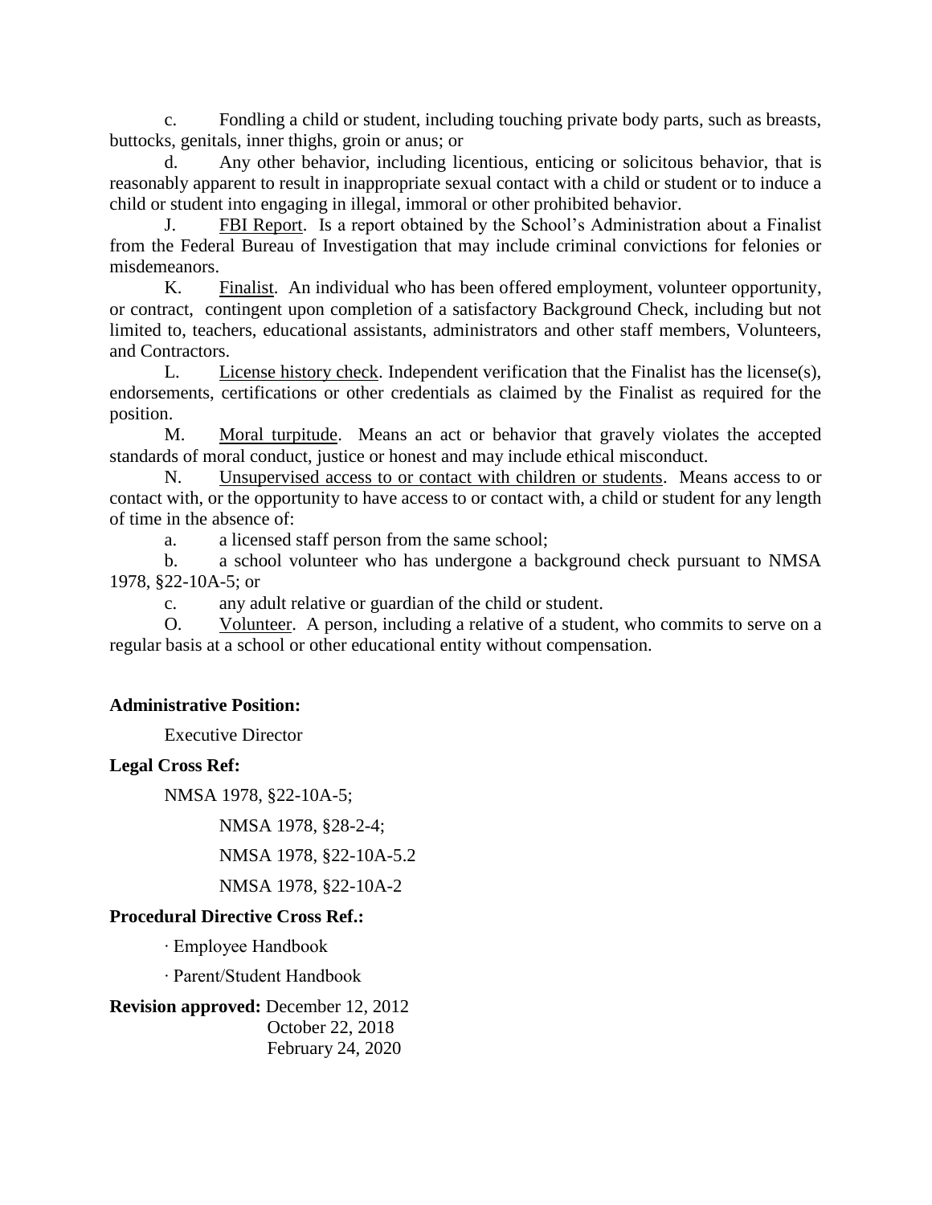c. Fondling a child or student, including touching private body parts, such as breasts, buttocks, genitals, inner thighs, groin or anus; or

d. Any other behavior, including licentious, enticing or solicitous behavior, that is reasonably apparent to result in inappropriate sexual contact with a child or student or to induce a child or student into engaging in illegal, immoral or other prohibited behavior.

J. FBI Report. Is a report obtained by the School's Administration about a Finalist from the Federal Bureau of Investigation that may include criminal convictions for felonies or misdemeanors.

K. Finalist. An individual who has been offered employment, volunteer opportunity, or contract, contingent upon completion of a satisfactory Background Check, including but not limited to, teachers, educational assistants, administrators and other staff members, Volunteers, and Contractors.

L. License history check. Independent verification that the Finalist has the license(s), endorsements, certifications or other credentials as claimed by the Finalist as required for the position.

M. Moral turpitude. Means an act or behavior that gravely violates the accepted standards of moral conduct, justice or honest and may include ethical misconduct.

N. Unsupervised access to or contact with children or students. Means access to or contact with, or the opportunity to have access to or contact with, a child or student for any length of time in the absence of:

a. a licensed staff person from the same school;

b. a school volunteer who has undergone a background check pursuant to NMSA 1978, §22-10A-5; or

c. any adult relative or guardian of the child or student.

O. Volunteer. A person, including a relative of a student, who commits to serve on a regular basis at a school or other educational entity without compensation.

**Administrative Position:**

Executive Director

**Legal Cross Ref:**

NMSA 1978, §22-10A-5;

NMSA 1978, §28-2-4;

NMSA 1978, §22-10A-5.2

NMSA 1978, §22-10A-2

**Procedural Directive Cross Ref.:**

· Employee Handbook

· Parent/Student Handbook

**Revision approved:** December 12, 2012
October 22, 2018
February 24, 2020